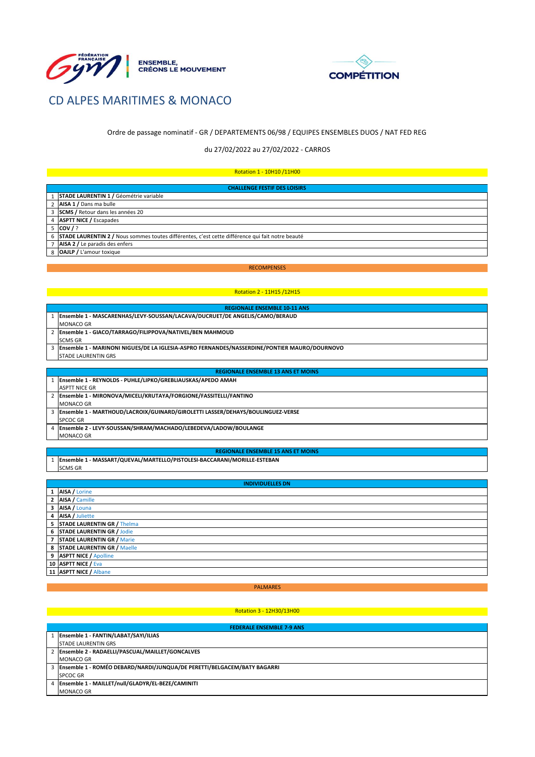FÉDÉRATION FRANÇAISE Gym | ENSEMBLE, CRÉONS LE MOUVEMENT

COMPÉTITION

# CD ALPES MARITIMES & MONACO

Ordre de passage nominatif - GR / DEPARTEMENTS 06/98 / EQUIPES ENSEMBLES DUOS / NAT FED REG

du 27/02/2022 au 27/02/2022 - CARROS

## Rotation 1 - 10H10 /11H00

| | CHALLENGE FESTIF DES LOISIRS |
|---|---|
| 1 | **STADE LAURENTIN 1 /** Géométrie variable |
| 2 | **AISA 1 /** Dans ma bulle |
| 3 | **SCMS /** Retour dans les années 20 |
| 4 | **ASPTT NICE /** Escapades |
| 5 | **COV /** ? |
| 6 | **STADE LAURENTIN 2 /** Nous sommes toutes différentes, c'est cette différence qui fait notre beauté |
| 7 | **AISA 2 /** Le paradis des enfers |
| 8 | **OAJLP /** L'amour toxique |

RECOMPENSES

## Rotation 2 - 11H15 /12H15

| | REGIONALE ENSEMBLE 10-11 ANS |
|---|---|
| 1 | **Ensemble 1 - MASCARENHAS/LEVY-SOUSSAN/LACAVA/DUCRUET/DE ANGELIS/CAMO/BERAUD**<br>MONACO GR |
| 2 | **Ensemble 1 - GIACO/TARRAGO/FILIPPOVA/NATIVEL/BEN MAHMOUD**<br>SCMS GR |
| 3 | **Ensemble 1 - MARINONI NIGUES/DE LA IGLESIA-ASPRO FERNANDES/NASSERDINE/PONTIER MAURO/DOURNOVO**<br>STADE LAURENTIN GRS |

| | REGIONALE ENSEMBLE 13 ANS ET MOINS |
|---|---|
| 1 | **Ensemble 1 - REYNOLDS - PUHLE/LIPKO/GREBLIAUSKAS/APEDO AMAH**<br>ASPTT NICE GR |
| 2 | **Ensemble 1 - MIRONOVA/MICELI/KRUTAYA/FORGIONE/FASSITELLI/FANTINO**<br>MONACO GR |
| 3 | **Ensemble 1 - MARTHOUD/LACROIX/GUINARD/GIROLETTI LASSER/DEHAYS/BOULINGUEZ-VERSE**<br>SPCOC GR |
| 4 | **Ensemble 2 - LEVY-SOUSSAN/SHRAM/MACHADO/LEBEDEVA/LADOW/BOULANGE**<br>MONACO GR |

| | REGIONALE ENSEMBLE 15 ANS ET MOINS |
|---|---|
| 1 | **Ensemble 1 - MASSART/QUEVAL/MARTELLO/PISTOLESI-BACCARANI/MORILLE-ESTEBAN**<br>SCMS GR |

| | INDIVIDUELLES DN |
|---|---|
| **1** | **AISA /** Lorine |
| **2** | **AISA /** Camille |
| **3** | **AISA /** Louna |
| **4** | **AISA /** Juliette |
| **5** | **STADE LAURENTIN GR /** Thelma |
| **6** | **STADE LAURENTIN GR /** Jodie |
| **7** | **STADE LAURENTIN GR /** Marie |
| **8** | **STADE LAURENTIN GR /** Maelle |
| **9** | **ASPTT NICE /** Apolline |
| **10** | **ASPTT NICE /** Eva |
| **11** | **ASPTT NICE /** Albane |

PALMARES

## Rotation 3 - 12H30/13H00

| | FEDERALE ENSEMBLE 7-9 ANS |
|---|---|
| 1 | **Ensemble 1 - FANTIN/LABAT/SAYI/ILIAS**<br>STADE LAURENTIN GRS |
| 2 | **Ensemble 2 - RADAELLI/PASCUAL/MAILLET/GONCALVES**<br>MONACO GR |
| 3 | **Ensemble 1 - ROMÉO DEBARD/NARDI/JUNQUA/DE PERETTI/BELGACEM/BATY BAGARRI**<br>SPCOC GR |
| 4 | **Ensemble 1 - MAILLET/null/GLADYR/EL-BEZE/CAMINITI**<br>MONACO GR |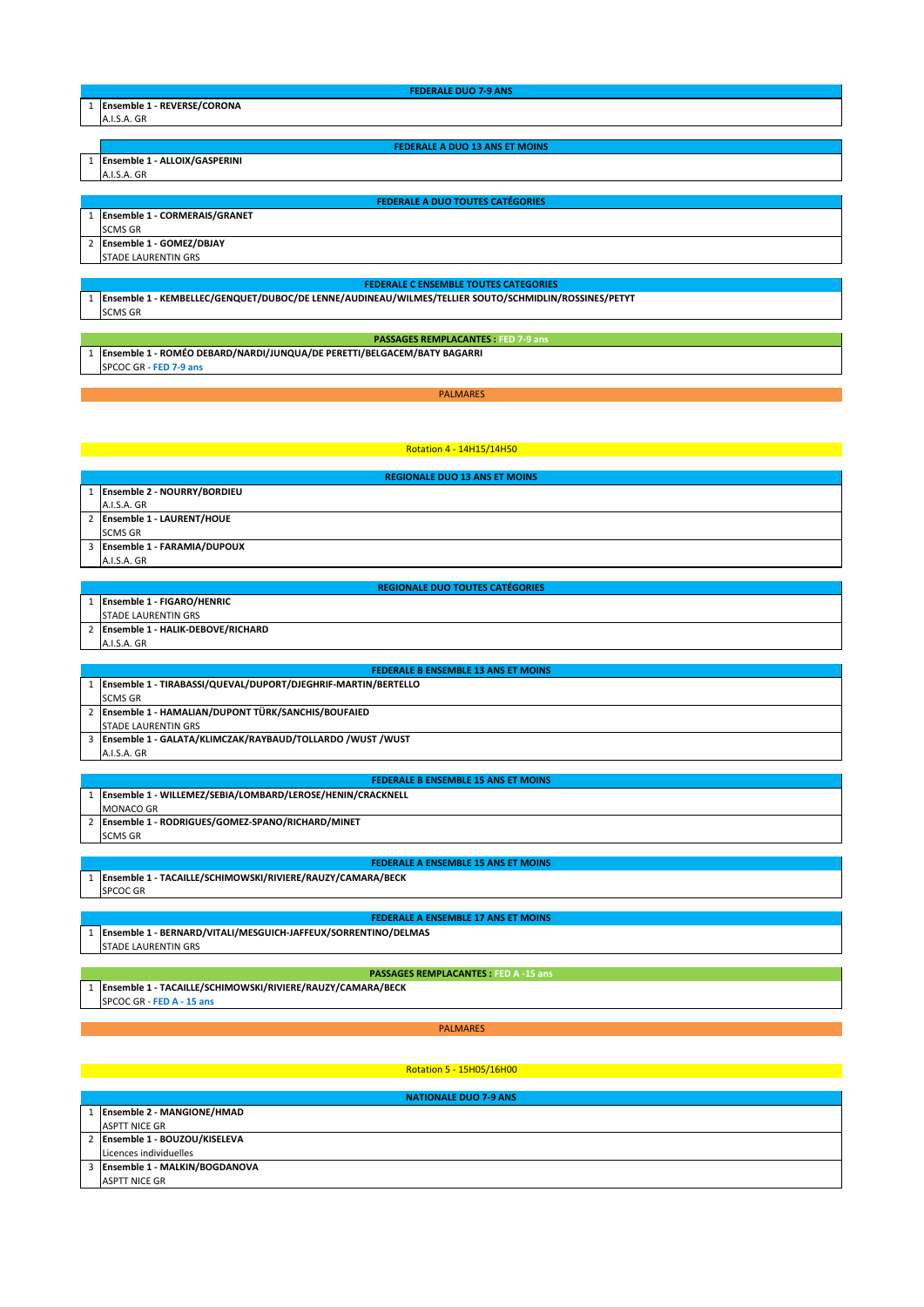| | FEDERALE DUO 7-9 ANS |
|---|---|
| 1 | **Ensemble 1 - REVERSE/CORONA**<br>A.I.S.A. GR |

| | FEDERALE A DUO 13 ANS ET MOINS |
|---|---|
| 1 | **Ensemble 1 - ALLOIX/GASPERINI**<br>A.I.S.A. GR |

| | FEDERALE A DUO TOUTES CATÉGORIES |
|---|---|
| 1 | **Ensemble 1 - CORMERAIS/GRANET**<br>SCMS GR |
| 2 | **Ensemble 1 - GOMEZ/DBJAY**<br>STADE LAURENTIN GRS |

| | FEDERALE C ENSEMBLE TOUTES CATEGORIES |
|---|---|
| 1 | **Ensemble 1 - KEMBELLEC/GENQUET/DUBOC/DE LENNE/AUDINEAU/WILMES/TELLIER SOUTO/SCHMIDLIN/ROSSINES/PETYT**<br>SCMS GR |

| | PASSAGES REMPLACANTES : FED 7-9 ans |
|---|---|
| 1 | **Ensemble 1 - ROMÉO DEBARD/NARDI/JUNQUA/DE PERETTI/BELGACEM/BATY BAGARRI**<br>SPCOC GR - FED 7-9 ans |

PALMARES

## Rotation 4 - 14H15/14H50

| | REGIONALE DUO 13 ANS ET MOINS |
|---|---|
| 1 | **Ensemble 2 - NOURRY/BORDIEU**<br>A.I.S.A. GR |
| 2 | **Ensemble 1 - LAURENT/HOUE**<br>SCMS GR |
| 3 | **Ensemble 1 - FARAMIA/DUPOUX**<br>A.I.S.A. GR |

| | REGIONALE DUO TOUTES CATÉGORIES |
|---|---|
| 1 | **Ensemble 1 - FIGARO/HENRIC**<br>STADE LAURENTIN GRS |
| 2 | **Ensemble 1 - HALIK-DEBOVE/RICHARD**<br>A.I.S.A. GR |

| | FEDERALE B ENSEMBLE 13 ANS ET MOINS |
|---|---|
| 1 | **Ensemble 1 - TIRABASSI/QUEVAL/DUPORT/DJEGHRIF-MARTIN/BERTELLO**<br>SCMS GR |
| 2 | **Ensemble 1 - HAMALIAN/DUPONT TÜRK/SANCHIS/BOUFAIED**<br>STADE LAURENTIN GRS |
| 3 | **Ensemble 1 - GALATA/KLIMCZAK/RAYBAUD/TOLLARDO /WUST /WUST**<br>A.I.S.A. GR |

| | FEDERALE B ENSEMBLE 15 ANS ET MOINS |
|---|---|
| 1 | **Ensemble 1 - WILLEMEZ/SEBIA/LOMBARD/LEROSE/HENIN/CRACKNELL**<br>MONACO GR |
| 2 | **Ensemble 1 - RODRIGUES/GOMEZ-SPANO/RICHARD/MINET**<br>SCMS GR |

| | FEDERALE A ENSEMBLE 15 ANS ET MOINS |
|---|---|
| 1 | **Ensemble 1 - TACAILLE/SCHIMOWSKI/RIVIERE/RAUZY/CAMARA/BECK**<br>SPCOC GR |

| | FEDERALE A ENSEMBLE 17 ANS ET MOINS |
|---|---|
| 1 | **Ensemble 1 - BERNARD/VITALI/MESGUICH-JAFFEUX/SORRENTINO/DELMAS**<br>STADE LAURENTIN GRS |

| | PASSAGES REMPLACANTES : FED A -15 ans |
|---|---|
| 1 | **Ensemble 1 - TACAILLE/SCHIMOWSKI/RIVIERE/RAUZY/CAMARA/BECK**<br>SPCOC GR - FED A - 15 ans |

PALMARES

## Rotation 5 - 15H05/16H00

| | NATIONALE DUO 7-9 ANS |
|---|---|
| 1 | **Ensemble 2 - MANGIONE/HMAD**<br>ASPTT NICE GR |
| 2 | **Ensemble 1 - BOUZOU/KISELEVA**<br>Licences individuelles |
| 3 | **Ensemble 1 - MALKIN/BOGDANOVA**<br>ASPTT NICE GR |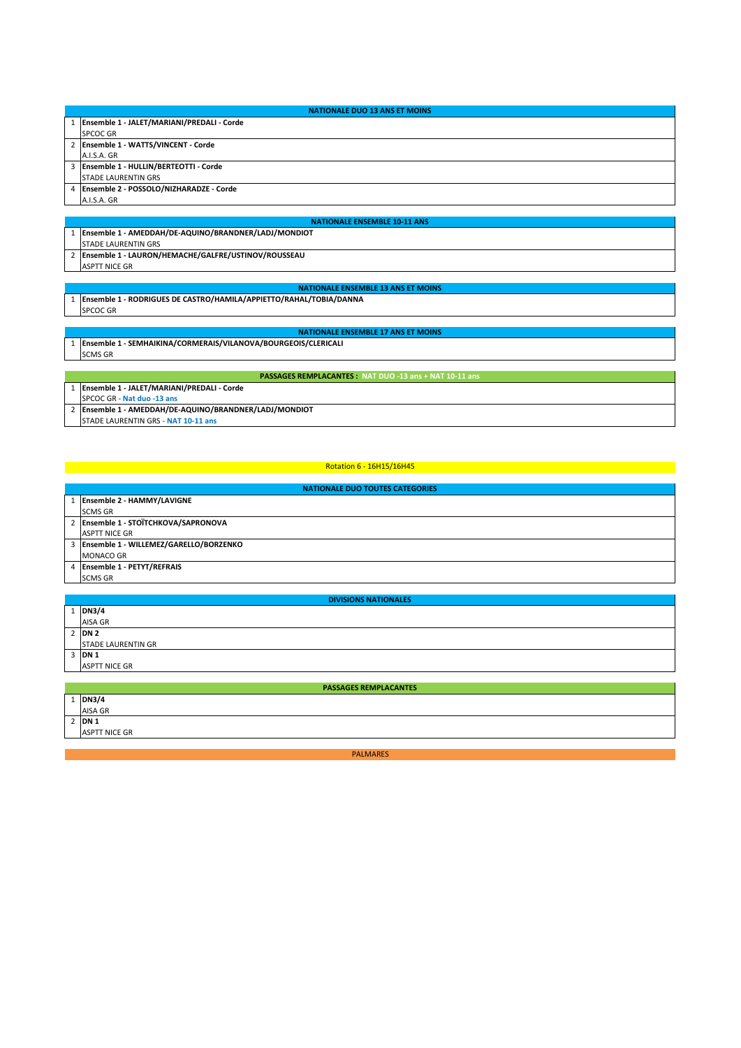| NATIONALE DUO 13 ANS ET MOINS | |
|---|---|
| 1 | **Ensemble 1 - JALET/MARIANI/PREDALI - Corde**<br>SPCOC GR |
| 2 | **Ensemble 1 - WATTS/VINCENT - Corde**<br>A.I.S.A. GR |
| 3 | **Ensemble 1 - HULLIN/BERTEOTTI - Corde**<br>STADE LAURENTIN GRS |
| 4 | **Ensemble 2 - POSSOLO/NIZHARADZE - Corde**<br>A.I.S.A. GR |

| NATIONALE ENSEMBLE 10-11 ANS | |
|---|---|
| 1 | **Ensemble 1 - AMEDDAH/DE-AQUINO/BRANDNER/LADJ/MONDIOT**<br>STADE LAURENTIN GRS |
| 2 | **Ensemble 1 - LAURON/HEMACHE/GALFRE/USTINOV/ROUSSEAU**<br>ASPTT NICE GR |

| NATIONALE ENSEMBLE 13 ANS ET MOINS | |
|---|---|
| 1 | **Ensemble 1 - RODRIGUES DE CASTRO/HAMILA/APPIETTO/RAHAL/TOBIA/DANNA**<br>SPCOC GR |

| NATIONALE ENSEMBLE 17 ANS ET MOINS | |
|---|---|
| 1 | **Ensemble 1 - SEMHAIKINA/CORMERAIS/VILANOVA/BOURGEOIS/CLERICALI**<br>SCMS GR |

| PASSAGES REMPLACANTES : NAT DUO -13 ans + NAT 10-11 ans | |
|---|---|
| 1 | **Ensemble 1 - JALET/MARIANI/PREDALI - Corde**<br>SPCOC GR - **Nat duo -13 ans** |
| 2 | **Ensemble 1 - AMEDDAH/DE-AQUINO/BRANDNER/LADJ/MONDIOT**<br>STADE LAURENTIN GRS - **NAT 10-11 ans** |

## Rotation 6 - 16H15/16H45

| NATIONALE DUO TOUTES CATEGORIES | |
|---|---|
| 1 | **Ensemble 2 - HAMMY/LAVIGNE**<br>SCMS GR |
| 2 | **Ensemble 1 - STOÏTCHKOVA/SAPRONOVA**<br>ASPTT NICE GR |
| 3 | **Ensemble 1 - WILLEMEZ/GARELLO/BORZENKO**<br>MONACO GR |
| 4 | **Ensemble 1 - PETYT/REFRAIS**<br>SCMS GR |

| DIVISIONS NATIONALES | |
|---|---|
| 1 | **DN3/4**<br>AISA GR |
| 2 | **DN 2**<br>STADE LAURENTIN GR |
| 3 | **DN 1**<br>ASPTT NICE GR |

| PASSAGES REMPLACANTES | |
|---|---|
| 1 | **DN3/4**<br>AISA GR |
| 2 | **DN 1**<br>ASPTT NICE GR |

## PALMARES